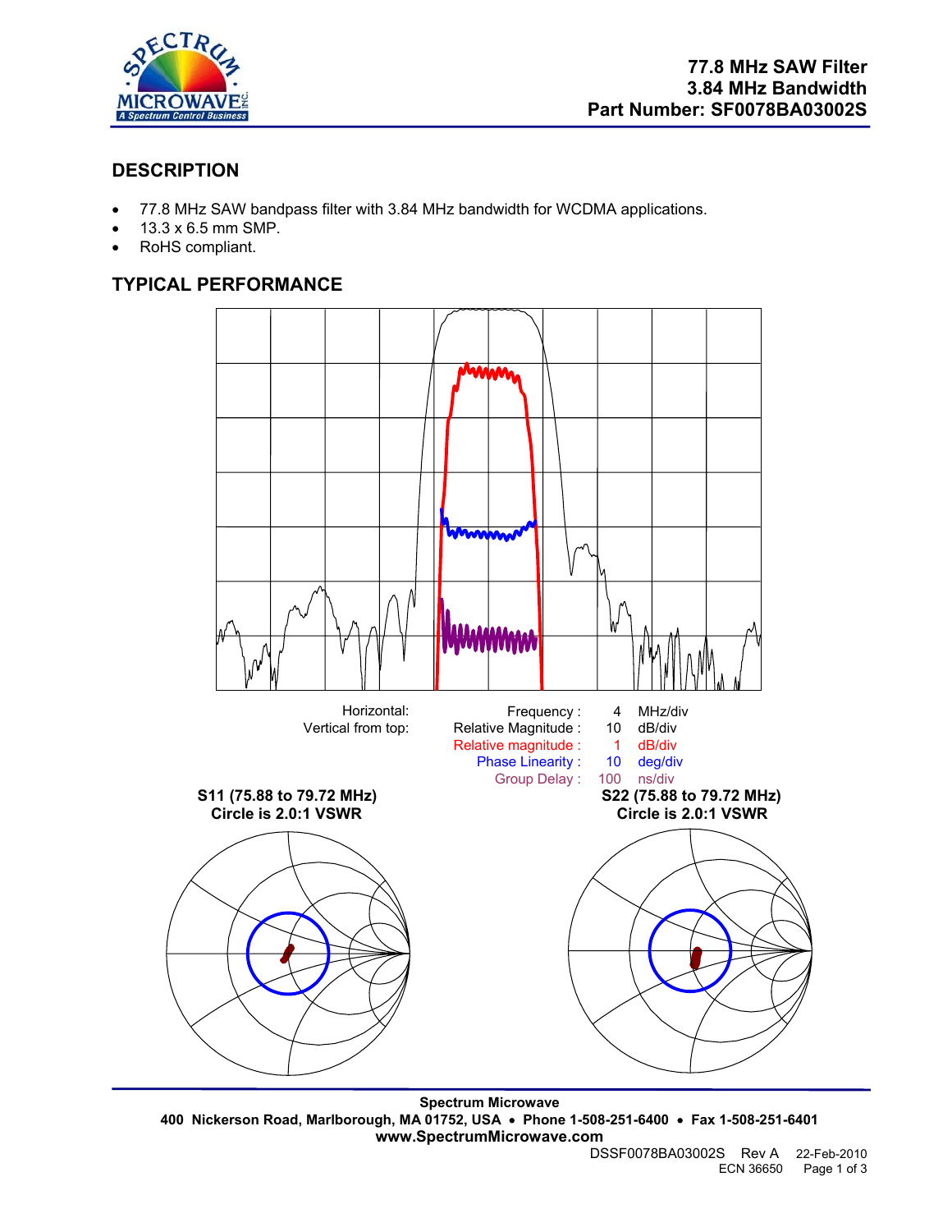**77.8 MHz SAW Filter**
**3.84 MHz Bandwidth**
**Part Number: SF0078BA03002S**

## DESCRIPTION

- 77.8 MHz SAW bandpass filter with 3.84 MHz bandwidth for WCDMA applications.
- 13.3 x 6.5 mm SMP.
- RoHS compliant.

## TYPICAL PERFORMANCE

| | | | |
|---|---|---|---|
| Horizontal: | Frequency : | 4 | MHz/div |
| Vertical from top: | Relative Magnitude : | 10 | dB/div |
| | Relative magnitude : | 1 | dB/div |
| | Phase Linearity : | 10 | deg/div |
| | Group Delay : | 100 | ns/div |

**S11 (75.88 to 79.72 MHz)**
**Circle is 2.0:1 VSWR**

**S22 (75.88 to 79.72 MHz)**
**Circle is 2.0:1 VSWR**

**Spectrum Microwave**
**400 Nickerson Road, Marlborough, MA 01752, USA • Phone 1-508-251-6400 • Fax 1-508-251-6401**
**www.SpectrumMicrowave.com**

DSSF0078BA03002S Rev A 22-Feb-2010
ECN 36650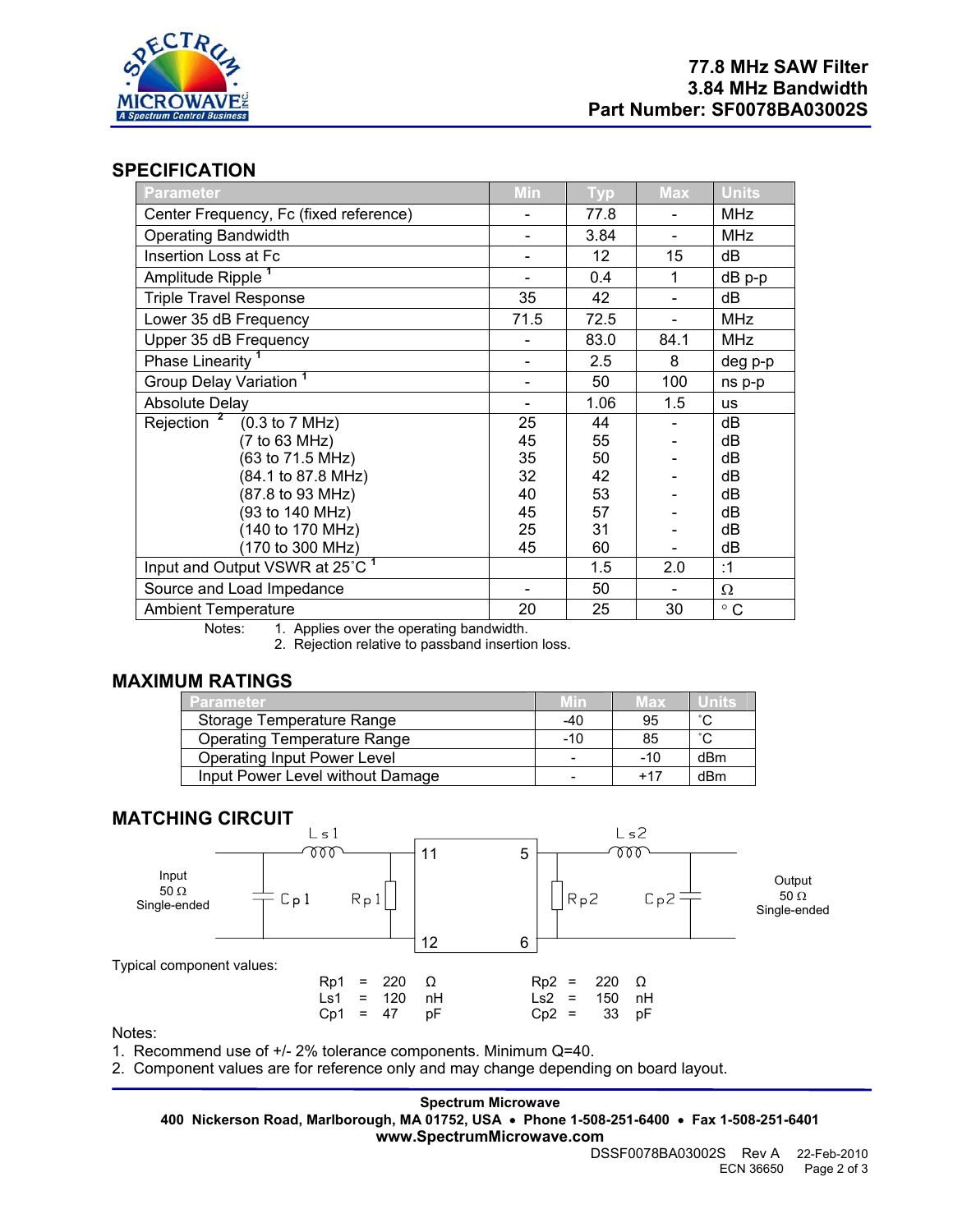**77.8 MHz SAW Filter**
**3.84 MHz Bandwidth**
**Part Number: SF0078BA03002S**

## SPECIFICATION

| Parameter | Min | Typ | Max | Units |
|---|---|---|---|---|
| Center Frequency, Fc (fixed reference) | - | 77.8 | - | MHz |
| Operating Bandwidth | - | 3.84 | - | MHz |
| Insertion Loss at Fc | - | 12 | 15 | dB |
| Amplitude Ripple [1] | - | 0.4 | 1 | dB p-p |
| Triple Travel Response | 35 | 42 | - | dB |
| Lower 35 dB Frequency | 71.5 | 72.5 | - | MHz |
| Upper 35 dB Frequency | - | 83.0 | 84.1 | MHz |
| Phase Linearity [1] | - | 2.5 | 8 | deg p-p |
| Group Delay Variation [1] | - | 50 | 100 | ns p-p |
| Absolute Delay | - | 1.06 | 1.5 | us |
| Rejection [2] (0.3 to 7 MHz) | 25 | 44 | - | dB |
| (7 to 63 MHz) | 45 | 55 | - | dB |
| (63 to 71.5 MHz) | 35 | 50 | - | dB |
| (84.1 to 87.8 MHz) | 32 | 42 | - | dB |
| (87.8 to 93 MHz) | 40 | 53 | - | dB |
| (93 to 140 MHz) | 45 | 57 | - | dB |
| (140 to 170 MHz) | 25 | 31 | - | dB |
| (170 to 300 MHz) | 45 | 60 | - | dB |
| Input and Output VSWR at 25˚C [1] | | 1.5 | 2.0 | :1 |
| Source and Load Impedance | - | 50 | - | Ω |
| Ambient Temperature | 20 | 25 | 30 | ° C |

Notes: 1. Applies over the operating bandwidth.
2. Rejection relative to passband insertion loss.

## MAXIMUM RATINGS

| Parameter | Min | Max | Units |
|---|---|---|---|
| Storage Temperature Range | -40 | 95 | ˚C |
| Operating Temperature Range | -10 | 85 | ˚C |
| Operating Input Power Level | - | -10 | dBm |
| Input Power Level without Damage | - | +17 | dBm |

## MATCHING CIRCUIT

Input 50 Ω Single-ended — Cp1, Ls1, Rp1 — pins 11, 12 — [filter] — pins 5, 6 — Rp2, Ls2, Cp2 — Output 50 Ω Single-ended

Typical component values:

| | | | | | | |
|---|---|---|---|---|---|---|
| Rp1 = 220 Ω | | | | Rp2 = 220 Ω | | |
| Ls1 = 120 nH | | | | Ls2 = 150 nH | | |
| Cp1 = 47 pF | | | | Cp2 = 33 pF | | |

Notes:
1. Recommend use of +/- 2% tolerance components. Minimum Q=40.
2. Component values are for reference only and may change depending on board layout.

**Spectrum Microwave**
**400 Nickerson Road, Marlborough, MA 01752, USA • Phone 1-508-251-6400 • Fax 1-508-251-6401**
**www.SpectrumMicrowave.com**

DSSF0078BA03002S Rev A 22-Feb-2010
ECN 36650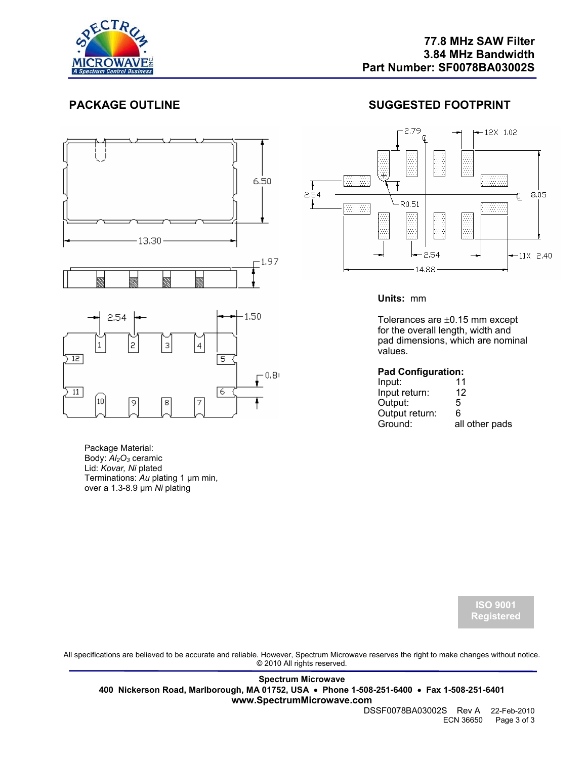# 77.8 MHz SAW Filter
# 3.84 MHz Bandwidth
# Part Number: SF0078BA03002S

## PACKAGE OUTLINE

6.50

13.30

1.97

2.54

1.50

0.81

1 2 3 4 5 6 7 8 9 10 11 12

Package Material:
Body: $Al_2O_3$ ceramic
Lid: *Kovar, Ni* plated
Terminations: *Au* plating 1 µm min, over a 1.3-8.9 µm *Ni* plating

## SUGGESTED FOOTPRINT

2.79

12X 1.02

2.54

R0.51

8.05

2.54

11X 2.40

14.88

**Units:** mm

Tolerances are ±0.15 mm except for the overall length, width and pad dimensions, which are nominal values.

**Pad Configuration:**

| | |
|---|---|
| Input: | 11 |
| Input return: | 12 |
| Output: | 5 |
| Output return: | 6 |
| Ground: | all other pads |

ISO 9001 Registered

All specifications are believed to be accurate and reliable. However, Spectrum Microwave reserves the right to make changes without notice. © 2010 All rights reserved.

**Spectrum Microwave**
**400 Nickerson Road, Marlborough, MA 01752, USA • Phone 1-508-251-6400 • Fax 1-508-251-6401**
**www.SpectrumMicrowave.com**

DSSF0078BA03002S Rev A 22-Feb-2010
ECN 36650